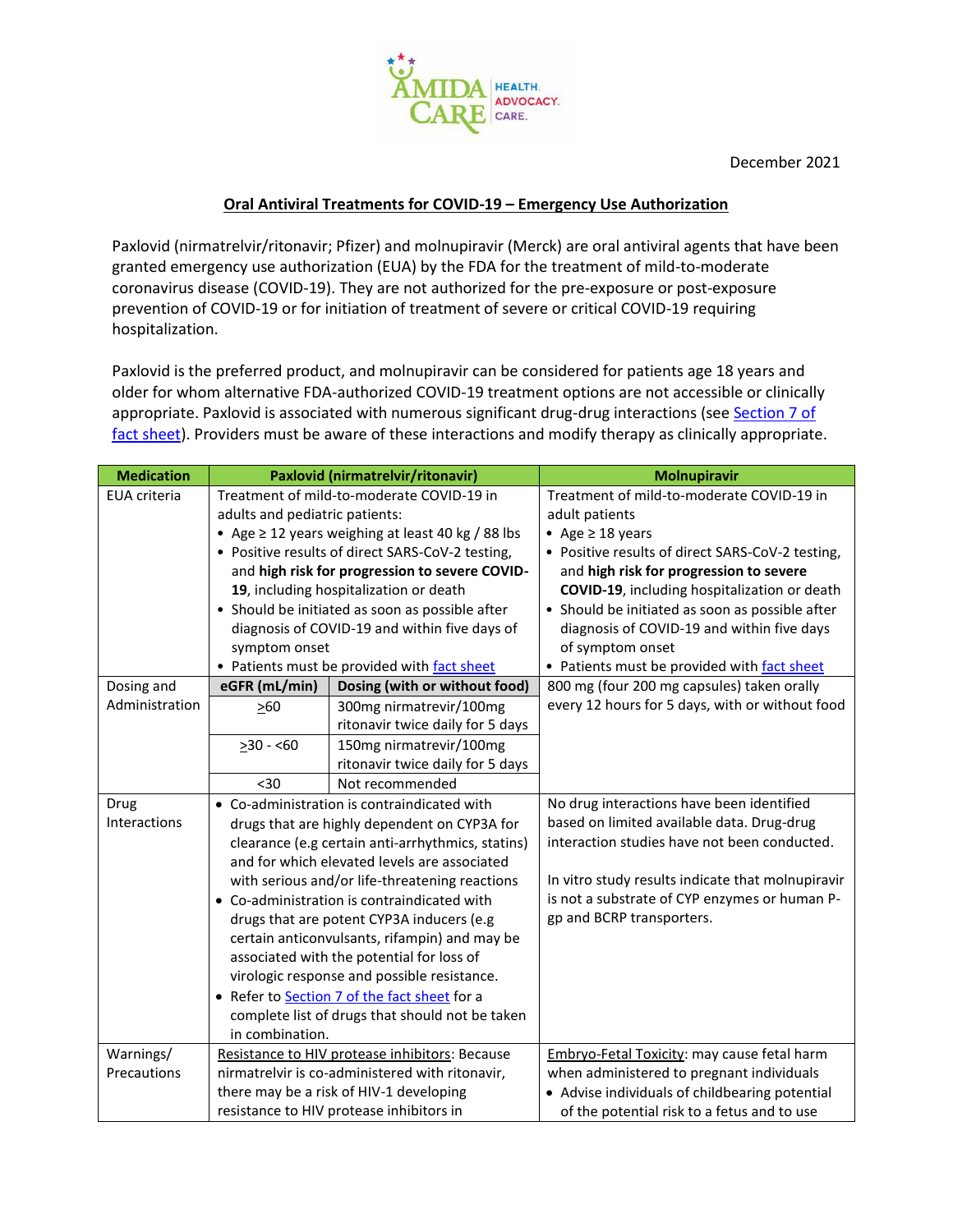December 2021

## Oral Antiviral Treatments for COVID-19 – Emergency Use Authorization

Paxlovid (nirmatrelvir/ritonavir; Pfizer) and molnupiravir (Merck) are oral antiviral agents that have been granted emergency use authorization (EUA) by the FDA for the treatment of mild-to-moderate coronavirus disease (COVID-19). They are not authorized for the pre-exposure or post-exposure prevention of COVID-19 or for initiation of treatment of severe or critical COVID-19 requiring hospitalization.

Paxlovid is the preferred product, and molnupiravir can be considered for patients age 18 years and older for whom alternative FDA-authorized COVID-19 treatment options are not accessible or clinically appropriate. Paxlovid is associated with numerous significant drug-drug interactions (see Section 7 of fact sheet). Providers must be aware of these interactions and modify therapy as clinically appropriate.

| Medication | Paxlovid (nirmatrelvir/ritonavir) | | Molnupiravir |
|---|---|---|---|
| EUA criteria | Treatment of mild-to-moderate COVID-19 in adults and pediatric patients:<br>• Age ≥ 12 years weighing at least 40 kg / 88 lbs<br>• Positive results of direct SARS-CoV-2 testing, and **high risk for progression to severe COVID-19**, including hospitalization or death<br>• Should be initiated as soon as possible after diagnosis of COVID-19 and within five days of symptom onset<br>• Patients must be provided with fact sheet | | Treatment of mild-to-moderate COVID-19 in adult patients<br>• Age ≥ 18 years<br>• Positive results of direct SARS-CoV-2 testing, and **high risk for progression to severe COVID-19**, including hospitalization or death<br>• Should be initiated as soon as possible after diagnosis of COVID-19 and within five days of symptom onset<br>• Patients must be provided with fact sheet |
| Dosing and Administration | **eGFR (mL/min)** | **Dosing (with or without food)** | 800 mg (four 200 mg capsules) taken orally every 12 hours for 5 days, with or without food |
| | ≥60 | 300mg nirmatrevir/100mg ritonavir twice daily for 5 days | |
| | ≥30 - <60 | 150mg nirmatrevir/100mg ritonavir twice daily for 5 days | |
| | <30 | Not recommended | |
| Drug Interactions | • Co-administration is contraindicated with drugs that are highly dependent on CYP3A for clearance (e.g certain anti-arrhythmics, statins) and for which elevated levels are associated with serious and/or life-threatening reactions<br>• Co-administration is contraindicated with drugs that are potent CYP3A inducers (e.g certain anticonvulsants, rifampin) and may be associated with the potential for loss of virologic response and possible resistance.<br>• Refer to Section 7 of the fact sheet for a complete list of drugs that should not be taken in combination. | | No drug interactions have been identified based on limited available data. Drug-drug interaction studies have not been conducted.<br><br>In vitro study results indicate that molnupiravir is not a substrate of CYP enzymes or human P-gp and BCRP transporters. |
| Warnings/ Precautions | Resistance to HIV protease inhibitors: Because nirmatrelvir is co-administered with ritonavir, there may be a risk of HIV-1 developing resistance to HIV protease inhibitors in | | Embryo-Fetal Toxicity: may cause fetal harm when administered to pregnant individuals<br>• Advise individuals of childbearing potential of the potential risk to a fetus and to use |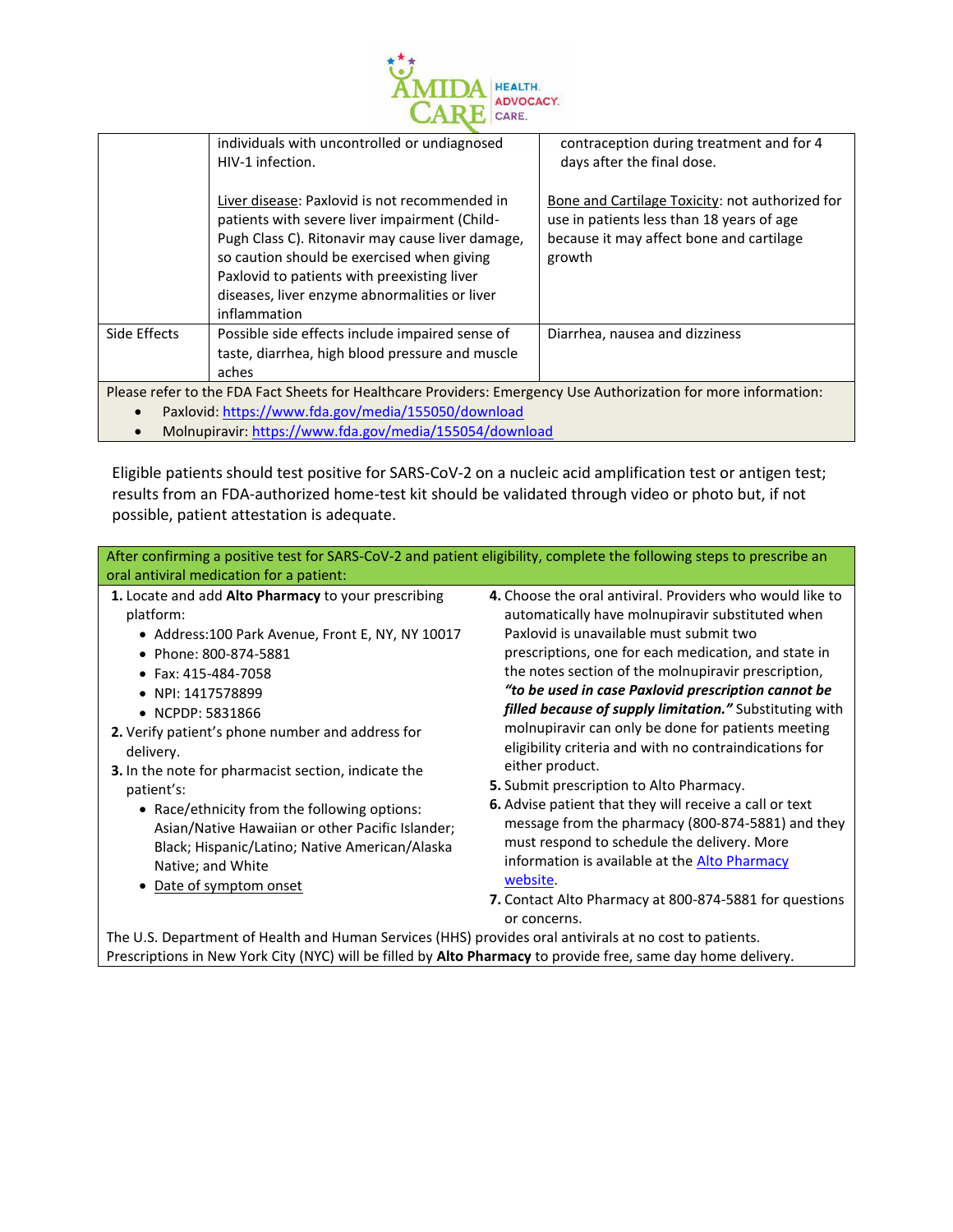| | | |
|---|---|---|
| | individuals with uncontrolled or undiagnosed HIV-1 infection.<br><br>Liver disease: Paxlovid is not recommended in patients with severe liver impairment (Child-Pugh Class C). Ritonavir may cause liver damage, so caution should be exercised when giving Paxlovid to patients with preexisting liver diseases, liver enzyme abnormalities or liver inflammation | contraception during treatment and for 4 days after the final dose.<br><br>Bone and Cartilage Toxicity: not authorized for use in patients less than 18 years of age because it may affect bone and cartilage growth |
| Side Effects | Possible side effects include impaired sense of taste, diarrhea, high blood pressure and muscle aches | Diarrhea, nausea and dizziness |
| Please refer to the FDA Fact Sheets for Healthcare Providers: Emergency Use Authorization for more information:<br>• Paxlovid: https://www.fda.gov/media/155050/download<br>• Molnupiravir: https://www.fda.gov/media/155054/download | | |

Eligible patients should test positive for SARS-CoV-2 on a nucleic acid amplification test or antigen test; results from an FDA-authorized home-test kit should be validated through video or photo but, if not possible, patient attestation is adequate.

After confirming a positive test for SARS-CoV-2 and patient eligibility, complete the following steps to prescribe an oral antiviral medication for a patient:

1. Locate and add **Alto Pharmacy** to your prescribing platform:
   - Address:100 Park Avenue, Front E, NY, NY 10017
   - Phone: 800-874-5881
   - Fax: 415-484-7058
   - NPI: 1417578899
   - NCPDP: 5831866
2. Verify patient's phone number and address for delivery.
3. In the note for pharmacist section, indicate the patient's:
   - Race/ethnicity from the following options: Asian/Native Hawaiian or other Pacific Islander; Black; Hispanic/Latino; Native American/Alaska Native; and White
   - Date of symptom onset
4. Choose the oral antiviral. Providers who would like to automatically have molnupiravir substituted when Paxlovid is unavailable must submit two prescriptions, one for each medication, and state in the notes section of the molnupiravir prescription, ***"to be used in case Paxlovid prescription cannot be filled because of supply limitation."*** Substituting with molnupiravir can only be done for patients meeting eligibility criteria and with no contraindications for either product.
5. Submit prescription to Alto Pharmacy.
6. Advise patient that they will receive a call or text message from the pharmacy (800-874-5881) and they must respond to schedule the delivery. More information is available at the Alto Pharmacy website.
7. Contact Alto Pharmacy at 800-874-5881 for questions or concerns.

The U.S. Department of Health and Human Services (HHS) provides oral antivirals at no cost to patients. Prescriptions in New York City (NYC) will be filled by **Alto Pharmacy** to provide free, same day home delivery.